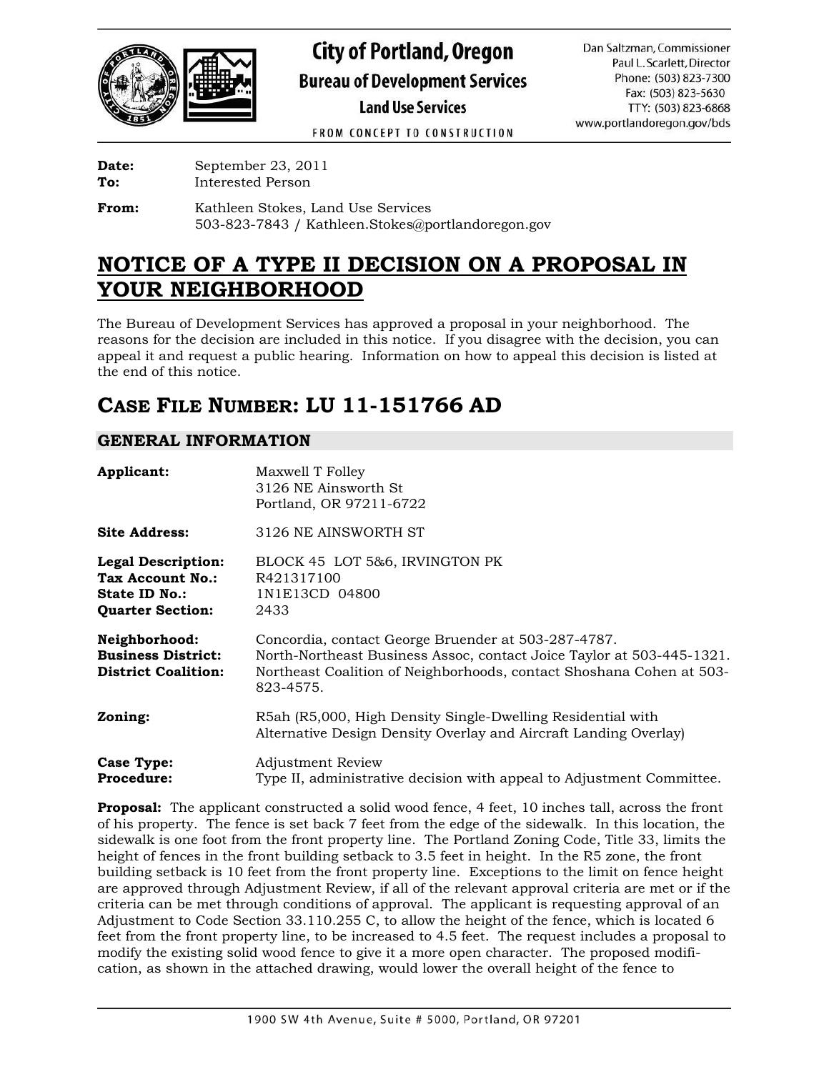# City of Portland, Oregon

**Bureau of Development Services**

**Land Use Services**

FROM CONCEPT TO CONSTRUCTION

Dan Saltzman, Commissioner
Paul L. Scarlett, Director
Phone: (503) 823-7300
Fax: (503) 823-5630
TTY: (503) 823-6868
www.portlandoregon.gov/bds

**Date:** September 23, 2011
**To:** Interested Person

**From:** Kathleen Stokes, Land Use Services
503-823-7843 / Kathleen.Stokes@portlandoregon.gov

# NOTICE OF A TYPE II DECISION ON A PROPOSAL IN YOUR NEIGHBORHOOD

The Bureau of Development Services has approved a proposal in your neighborhood. The reasons for the decision are included in this notice. If you disagree with the decision, you can appeal it and request a public hearing. Information on how to appeal this decision is listed at the end of this notice.

# CASE FILE NUMBER: LU 11-151766 AD

## GENERAL INFORMATION

**Applicant:** Maxwell T Folley
3126 NE Ainsworth St
Portland, OR 97211-6722

**Site Address:** 3126 NE AINSWORTH ST

**Legal Description:** BLOCK 45 LOT 5&6, IRVINGTON PK
**Tax Account No.:** R421317100
**State ID No.:** 1N1E13CD 04800
**Quarter Section:** 2433

**Neighborhood:** Concordia, contact George Bruender at 503-287-4787.
**Business District:** North-Northeast Business Assoc, contact Joice Taylor at 503-445-1321.
**District Coalition:** Northeast Coalition of Neighborhoods, contact Shoshana Cohen at 503-823-4575.

**Zoning:** R5ah (R5,000, High Density Single-Dwelling Residential with Alternative Design Density Overlay and Aircraft Landing Overlay)

**Case Type:** Adjustment Review
**Procedure:** Type II, administrative decision with appeal to Adjustment Committee.

**Proposal:** The applicant constructed a solid wood fence, 4 feet, 10 inches tall, across the front of his property. The fence is set back 7 feet from the edge of the sidewalk. In this location, the sidewalk is one foot from the front property line. The Portland Zoning Code, Title 33, limits the height of fences in the front building setback to 3.5 feet in height. In the R5 zone, the front building setback is 10 feet from the front property line. Exceptions to the limit on fence height are approved through Adjustment Review, if all of the relevant approval criteria are met or if the criteria can be met through conditions of approval. The applicant is requesting approval of an Adjustment to Code Section 33.110.255 C, to allow the height of the fence, which is located 6 feet from the front property line, to be increased to 4.5 feet. The request includes a proposal to modify the existing solid wood fence to give it a more open character. The proposed modification, as shown in the attached drawing, would lower the overall height of the fence to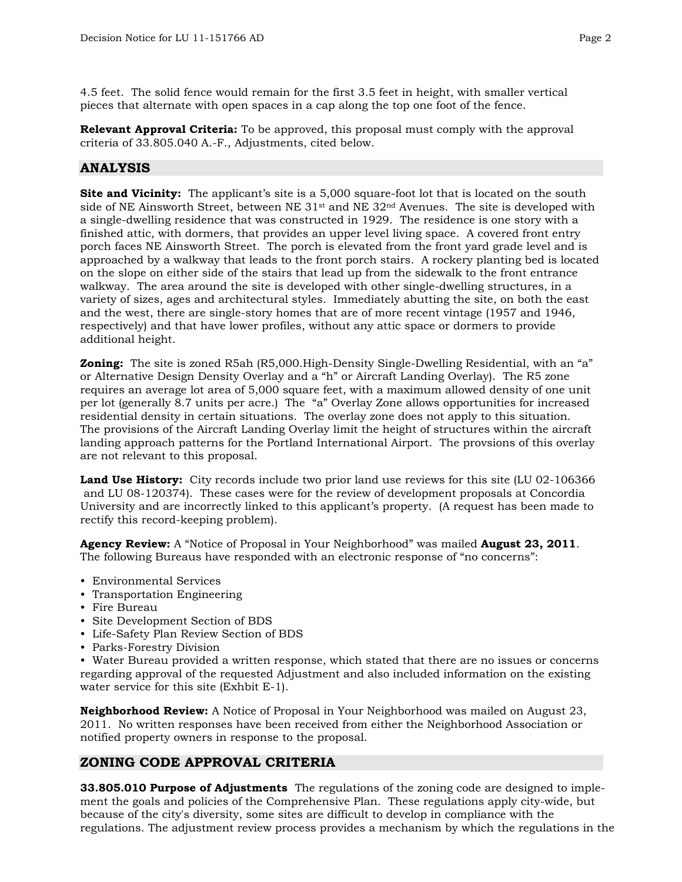4.5 feet. The solid fence would remain for the first 3.5 feet in height, with smaller vertical pieces that alternate with open spaces in a cap along the top one foot of the fence.

**Relevant Approval Criteria:** To be approved, this proposal must comply with the approval criteria of 33.805.040 A.-F., Adjustments, cited below.

## ANALYSIS

**Site and Vicinity:** The applicant's site is a 5,000 square-foot lot that is located on the south side of NE Ainsworth Street, between NE 31st and NE 32nd Avenues. The site is developed with a single-dwelling residence that was constructed in 1929. The residence is one story with a finished attic, with dormers, that provides an upper level living space. A covered front entry porch faces NE Ainsworth Street. The porch is elevated from the front yard grade level and is approached by a walkway that leads to the front porch stairs. A rockery planting bed is located on the slope on either side of the stairs that lead up from the sidewalk to the front entrance walkway. The area around the site is developed with other single-dwelling structures, in a variety of sizes, ages and architectural styles. Immediately abutting the site, on both the east and the west, there are single-story homes that are of more recent vintage (1957 and 1946, respectively) and that have lower profiles, without any attic space or dormers to provide additional height.

**Zoning:** The site is zoned R5ah (R5,000.High-Density Single-Dwelling Residential, with an "a" or Alternative Design Density Overlay and a "h" or Aircraft Landing Overlay). The R5 zone requires an average lot area of 5,000 square feet, with a maximum allowed density of one unit per lot (generally 8.7 units per acre.) The "a" Overlay Zone allows opportunities for increased residential density in certain situations. The overlay zone does not apply to this situation. The provisions of the Aircraft Landing Overlay limit the height of structures within the aircraft landing approach patterns for the Portland International Airport. The provsions of this overlay are not relevant to this proposal.

**Land Use History:** City records include two prior land use reviews for this site (LU 02-106366 and LU 08-120374). These cases were for the review of development proposals at Concordia University and are incorrectly linked to this applicant's property. (A request has been made to rectify this record-keeping problem).

**Agency Review:** A "Notice of Proposal in Your Neighborhood" was mailed **August 23, 2011**. The following Bureaus have responded with an electronic response of "no concerns":

- Environmental Services
- Transportation Engineering
- Fire Bureau
- Site Development Section of BDS
- Life-Safety Plan Review Section of BDS
- Parks-Forestry Division
- Water Bureau provided a written response, which stated that there are no issues or concerns regarding approval of the requested Adjustment and also included information on the existing water service for this site (Exhbit E-1).

**Neighborhood Review:** A Notice of Proposal in Your Neighborhood was mailed on August 23, 2011. No written responses have been received from either the Neighborhood Association or notified property owners in response to the proposal.

## ZONING CODE APPROVAL CRITERIA

**33.805.010 Purpose of Adjustments** The regulations of the zoning code are designed to implement the goals and policies of the Comprehensive Plan. These regulations apply city-wide, but because of the city's diversity, some sites are difficult to develop in compliance with the regulations. The adjustment review process provides a mechanism by which the regulations in the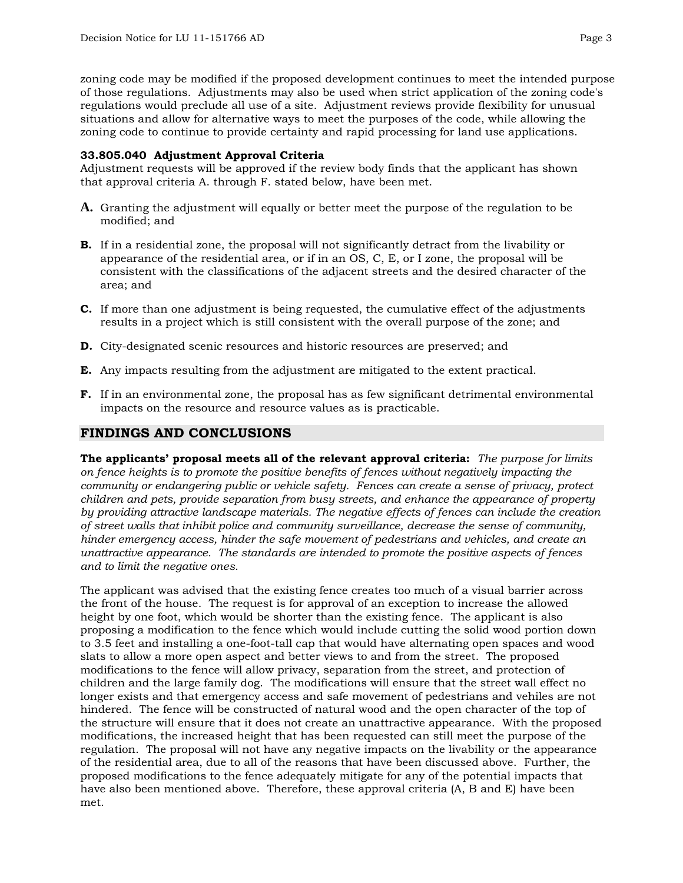zoning code may be modified if the proposed development continues to meet the intended purpose of those regulations. Adjustments may also be used when strict application of the zoning code's regulations would preclude all use of a site. Adjustment reviews provide flexibility for unusual situations and allow for alternative ways to meet the purposes of the code, while allowing the zoning code to continue to provide certainty and rapid processing for land use applications.

**33.805.040 Adjustment Approval Criteria**

Adjustment requests will be approved if the review body finds that the applicant has shown that approval criteria A. through F. stated below, have been met.

**A.** Granting the adjustment will equally or better meet the purpose of the regulation to be modified; and

**B.** If in a residential zone, the proposal will not significantly detract from the livability or appearance of the residential area, or if in an OS, C, E, or I zone, the proposal will be consistent with the classifications of the adjacent streets and the desired character of the area; and

**C.** If more than one adjustment is being requested, the cumulative effect of the adjustments results in a project which is still consistent with the overall purpose of the zone; and

**D.** City-designated scenic resources and historic resources are preserved; and

**E.** Any impacts resulting from the adjustment are mitigated to the extent practical.

**F.** If in an environmental zone, the proposal has as few significant detrimental environmental impacts on the resource and resource values as is practicable.

## FINDINGS AND CONCLUSIONS

**The applicants' proposal meets all of the relevant approval criteria:** *The purpose for limits on fence heights is to promote the positive benefits of fences without negatively impacting the community or endangering public or vehicle safety. Fences can create a sense of privacy, protect children and pets, provide separation from busy streets, and enhance the appearance of property by providing attractive landscape materials. The negative effects of fences can include the creation of street walls that inhibit police and community surveillance, decrease the sense of community, hinder emergency access, hinder the safe movement of pedestrians and vehicles, and create an unattractive appearance. The standards are intended to promote the positive aspects of fences and to limit the negative ones.*

The applicant was advised that the existing fence creates too much of a visual barrier across the front of the house. The request is for approval of an exception to increase the allowed height by one foot, which would be shorter than the existing fence. The applicant is also proposing a modification to the fence which would include cutting the solid wood portion down to 3.5 feet and installing a one-foot-tall cap that would have alternating open spaces and wood slats to allow a more open aspect and better views to and from the street. The proposed modifications to the fence will allow privacy, separation from the street, and protection of children and the large family dog. The modifications will ensure that the street wall effect no longer exists and that emergency access and safe movement of pedestrians and vehiles are not hindered. The fence will be constructed of natural wood and the open character of the top of the structure will ensure that it does not create an unattractive appearance. With the proposed modifications, the increased height that has been requested can still meet the purpose of the regulation. The proposal will not have any negative impacts on the livability or the appearance of the residential area, due to all of the reasons that have been discussed above. Further, the proposed modifications to the fence adequately mitigate for any of the potential impacts that have also been mentioned above. Therefore, these approval criteria (A, B and E) have been met.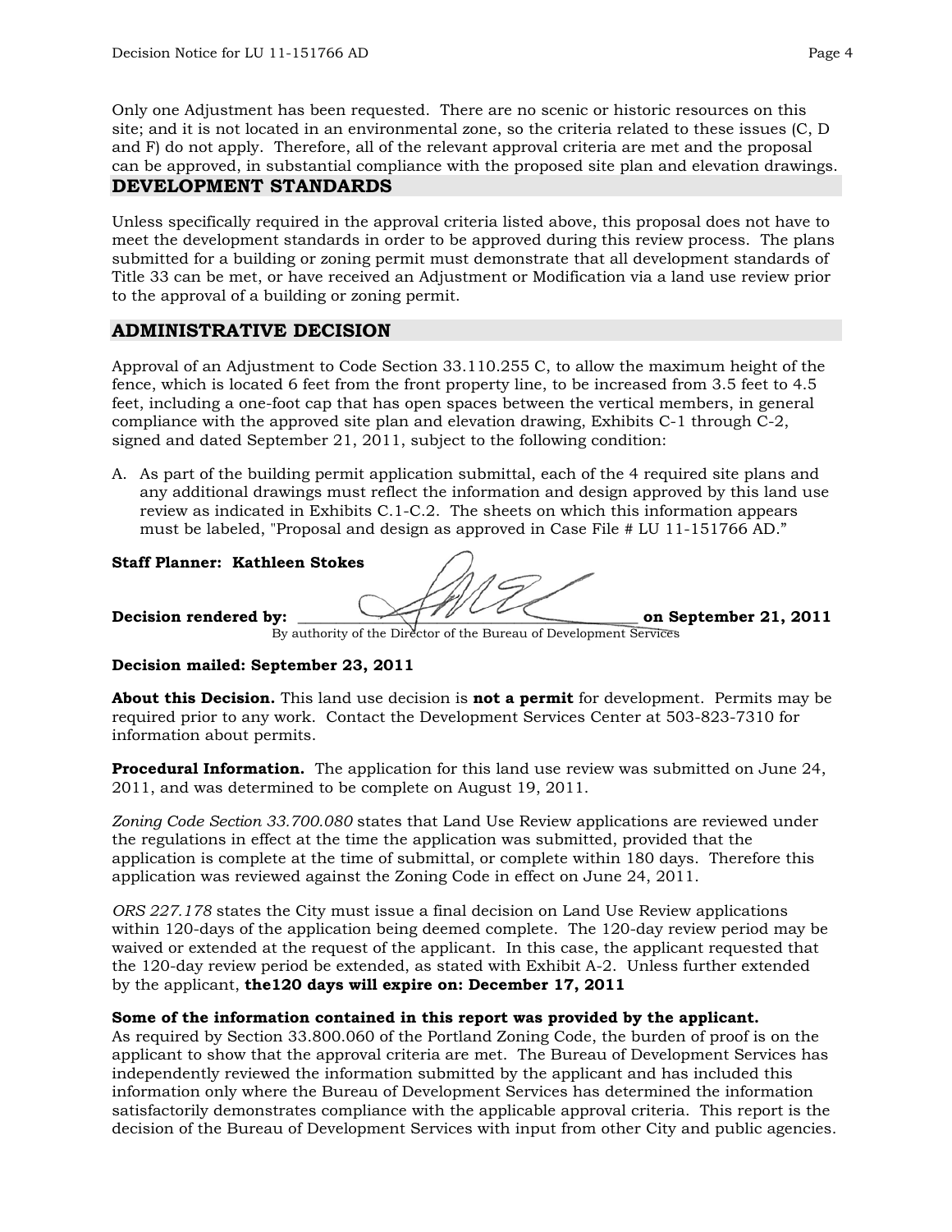Only one Adjustment has been requested. There are no scenic or historic resources on this site; and it is not located in an environmental zone, so the criteria related to these issues (C, D and F) do not apply. Therefore, all of the relevant approval criteria are met and the proposal can be approved, in substantial compliance with the proposed site plan and elevation drawings.

## DEVELOPMENT STANDARDS

Unless specifically required in the approval criteria listed above, this proposal does not have to meet the development standards in order to be approved during this review process. The plans submitted for a building or zoning permit must demonstrate that all development standards of Title 33 can be met, or have received an Adjustment or Modification via a land use review prior to the approval of a building or zoning permit.

## ADMINISTRATIVE DECISION

Approval of an Adjustment to Code Section 33.110.255 C, to allow the maximum height of the fence, which is located 6 feet from the front property line, to be increased from 3.5 feet to 4.5 feet, including a one-foot cap that has open spaces between the vertical members, in general compliance with the approved site plan and elevation drawing, Exhibits C-1 through C-2, signed and dated September 21, 2011, subject to the following condition:

A. As part of the building permit application submittal, each of the 4 required site plans and any additional drawings must reflect the information and design approved by this land use review as indicated in Exhibits C.1-C.2. The sheets on which this information appears must be labeled, "Proposal and design as approved in Case File # LU 11-151766 AD."

**Staff Planner: Kathleen Stokes**

**Decision rendered by:** ______________________________ **on September 21, 2011**
By authority of the Director of the Bureau of Development Services

**Decision mailed: September 23, 2011**

**About this Decision.** This land use decision is **not a permit** for development. Permits may be required prior to any work. Contact the Development Services Center at 503-823-7310 for information about permits.

**Procedural Information.** The application for this land use review was submitted on June 24, 2011, and was determined to be complete on August 19, 2011.

*Zoning Code Section 33.700.080* states that Land Use Review applications are reviewed under the regulations in effect at the time the application was submitted, provided that the application is complete at the time of submittal, or complete within 180 days. Therefore this application was reviewed against the Zoning Code in effect on June 24, 2011.

*ORS 227.178* states the City must issue a final decision on Land Use Review applications within 120-days of the application being deemed complete. The 120-day review period may be waived or extended at the request of the applicant. In this case, the applicant requested that the 120-day review period be extended, as stated with Exhibit A-2. Unless further extended by the applicant, **the120 days will expire on: December 17, 2011**

**Some of the information contained in this report was provided by the applicant.**
As required by Section 33.800.060 of the Portland Zoning Code, the burden of proof is on the applicant to show that the approval criteria are met. The Bureau of Development Services has independently reviewed the information submitted by the applicant and has included this information only where the Bureau of Development Services has determined the information satisfactorily demonstrates compliance with the applicable approval criteria. This report is the decision of the Bureau of Development Services with input from other City and public agencies.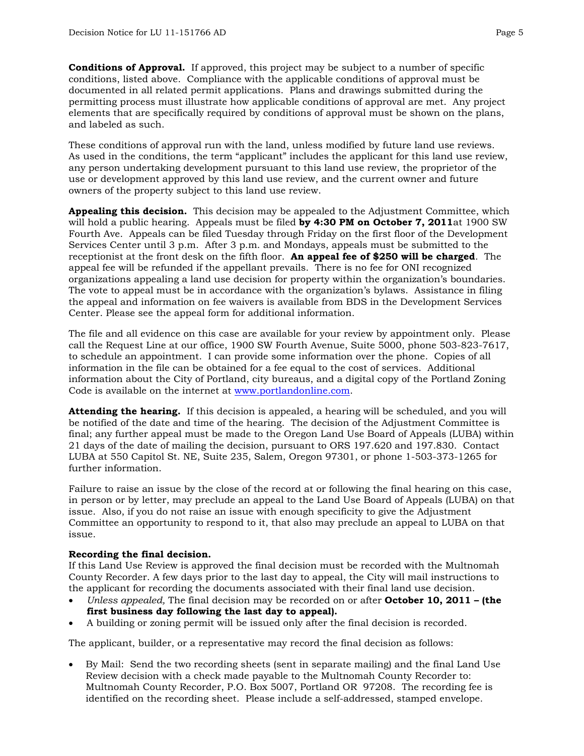**Conditions of Approval.** If approved, this project may be subject to a number of specific conditions, listed above. Compliance with the applicable conditions of approval must be documented in all related permit applications. Plans and drawings submitted during the permitting process must illustrate how applicable conditions of approval are met. Any project elements that are specifically required by conditions of approval must be shown on the plans, and labeled as such.

These conditions of approval run with the land, unless modified by future land use reviews. As used in the conditions, the term "applicant" includes the applicant for this land use review, any person undertaking development pursuant to this land use review, the proprietor of the use or development approved by this land use review, and the current owner and future owners of the property subject to this land use review.

**Appealing this decision.** This decision may be appealed to the Adjustment Committee, which will hold a public hearing. Appeals must be filed **by 4:30 PM on October 7, 2011**at 1900 SW Fourth Ave. Appeals can be filed Tuesday through Friday on the first floor of the Development Services Center until 3 p.m. After 3 p.m. and Mondays, appeals must be submitted to the receptionist at the front desk on the fifth floor. **An appeal fee of $250 will be charged**. The appeal fee will be refunded if the appellant prevails. There is no fee for ONI recognized organizations appealing a land use decision for property within the organization's boundaries. The vote to appeal must be in accordance with the organization's bylaws. Assistance in filing the appeal and information on fee waivers is available from BDS in the Development Services Center. Please see the appeal form for additional information.

The file and all evidence on this case are available for your review by appointment only. Please call the Request Line at our office, 1900 SW Fourth Avenue, Suite 5000, phone 503-823-7617, to schedule an appointment. I can provide some information over the phone. Copies of all information in the file can be obtained for a fee equal to the cost of services. Additional information about the City of Portland, city bureaus, and a digital copy of the Portland Zoning Code is available on the internet at www.portlandonline.com.

**Attending the hearing.** If this decision is appealed, a hearing will be scheduled, and you will be notified of the date and time of the hearing. The decision of the Adjustment Committee is final; any further appeal must be made to the Oregon Land Use Board of Appeals (LUBA) within 21 days of the date of mailing the decision, pursuant to ORS 197.620 and 197.830. Contact LUBA at 550 Capitol St. NE, Suite 235, Salem, Oregon 97301, or phone 1-503-373-1265 for further information.

Failure to raise an issue by the close of the record at or following the final hearing on this case, in person or by letter, may preclude an appeal to the Land Use Board of Appeals (LUBA) on that issue. Also, if you do not raise an issue with enough specificity to give the Adjustment Committee an opportunity to respond to it, that also may preclude an appeal to LUBA on that issue.

**Recording the final decision.**
If this Land Use Review is approved the final decision must be recorded with the Multnomah County Recorder. A few days prior to the last day to appeal, the City will mail instructions to the applicant for recording the documents associated with their final land use decision.

- *Unless appealed,* The final decision may be recorded on or after **October 10, 2011 – (the first business day following the last day to appeal).**
- A building or zoning permit will be issued only after the final decision is recorded.

The applicant, builder, or a representative may record the final decision as follows:

- By Mail: Send the two recording sheets (sent in separate mailing) and the final Land Use Review decision with a check made payable to the Multnomah County Recorder to: Multnomah County Recorder, P.O. Box 5007, Portland OR 97208. The recording fee is identified on the recording sheet. Please include a self-addressed, stamped envelope.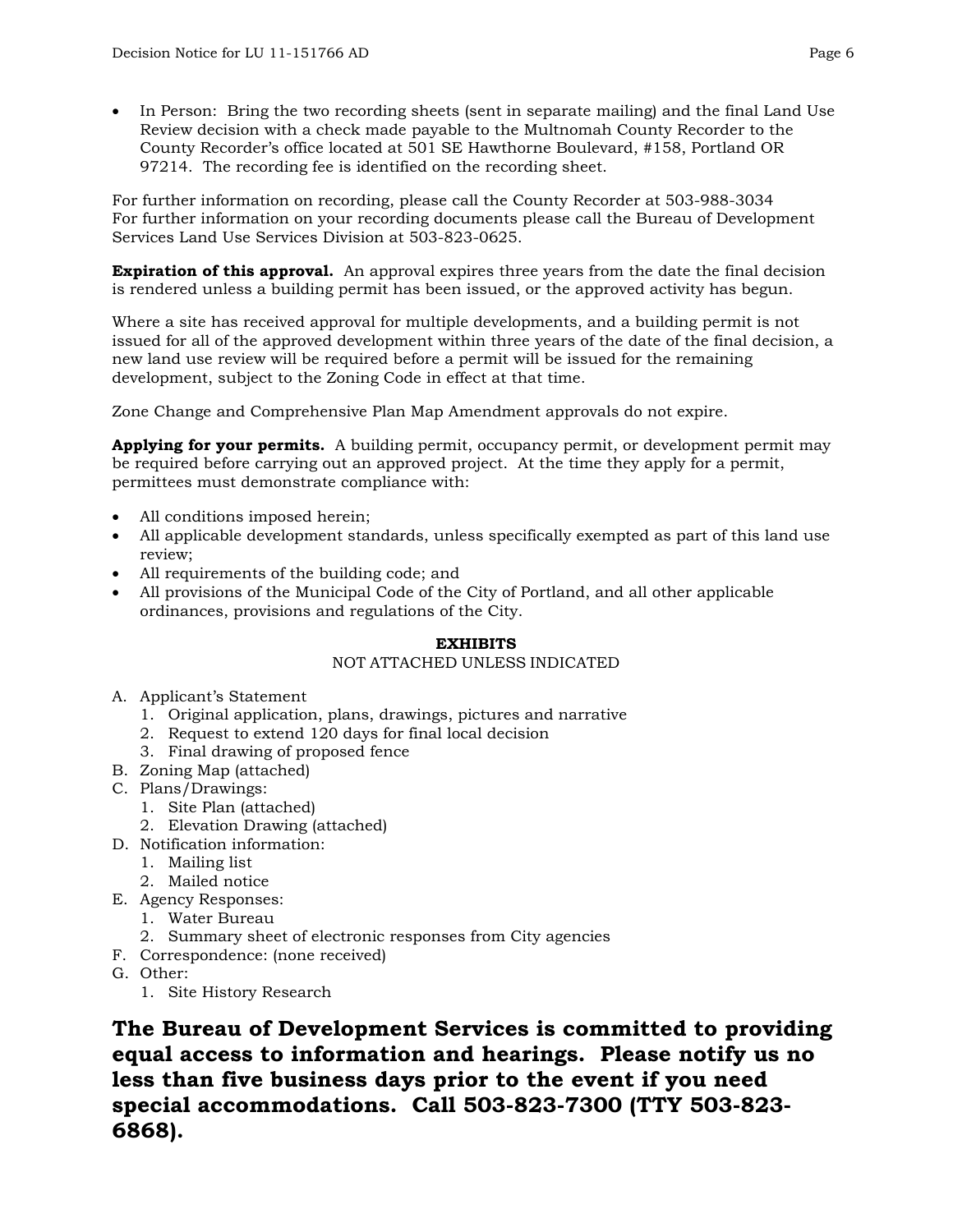- In Person: Bring the two recording sheets (sent in separate mailing) and the final Land Use Review decision with a check made payable to the Multnomah County Recorder to the County Recorder's office located at 501 SE Hawthorne Boulevard, #158, Portland OR 97214. The recording fee is identified on the recording sheet.

For further information on recording, please call the County Recorder at 503-988-3034
For further information on your recording documents please call the Bureau of Development Services Land Use Services Division at 503-823-0625.

**Expiration of this approval.** An approval expires three years from the date the final decision is rendered unless a building permit has been issued, or the approved activity has begun.

Where a site has received approval for multiple developments, and a building permit is not issued for all of the approved development within three years of the date of the final decision, a new land use review will be required before a permit will be issued for the remaining development, subject to the Zoning Code in effect at that time.

Zone Change and Comprehensive Plan Map Amendment approvals do not expire.

**Applying for your permits.** A building permit, occupancy permit, or development permit may be required before carrying out an approved project. At the time they apply for a permit, permittees must demonstrate compliance with:

- All conditions imposed herein;
- All applicable development standards, unless specifically exempted as part of this land use review;
- All requirements of the building code; and
- All provisions of the Municipal Code of the City of Portland, and all other applicable ordinances, provisions and regulations of the City.

**EXHIBITS**
NOT ATTACHED UNLESS INDICATED

A. Applicant's Statement
   1. Original application, plans, drawings, pictures and narrative
   2. Request to extend 120 days for final local decision
   3. Final drawing of proposed fence
B. Zoning Map (attached)
C. Plans/Drawings:
   1. Site Plan (attached)
   2. Elevation Drawing (attached)
D. Notification information:
   1. Mailing list
   2. Mailed notice
E. Agency Responses:
   1. Water Bureau
   2. Summary sheet of electronic responses from City agencies
F. Correspondence: (none received)
G. Other:
   1. Site History Research

**The Bureau of Development Services is committed to providing equal access to information and hearings. Please notify us no less than five business days prior to the event if you need special accommodations. Call 503-823-7300 (TTY 503-823-6868).**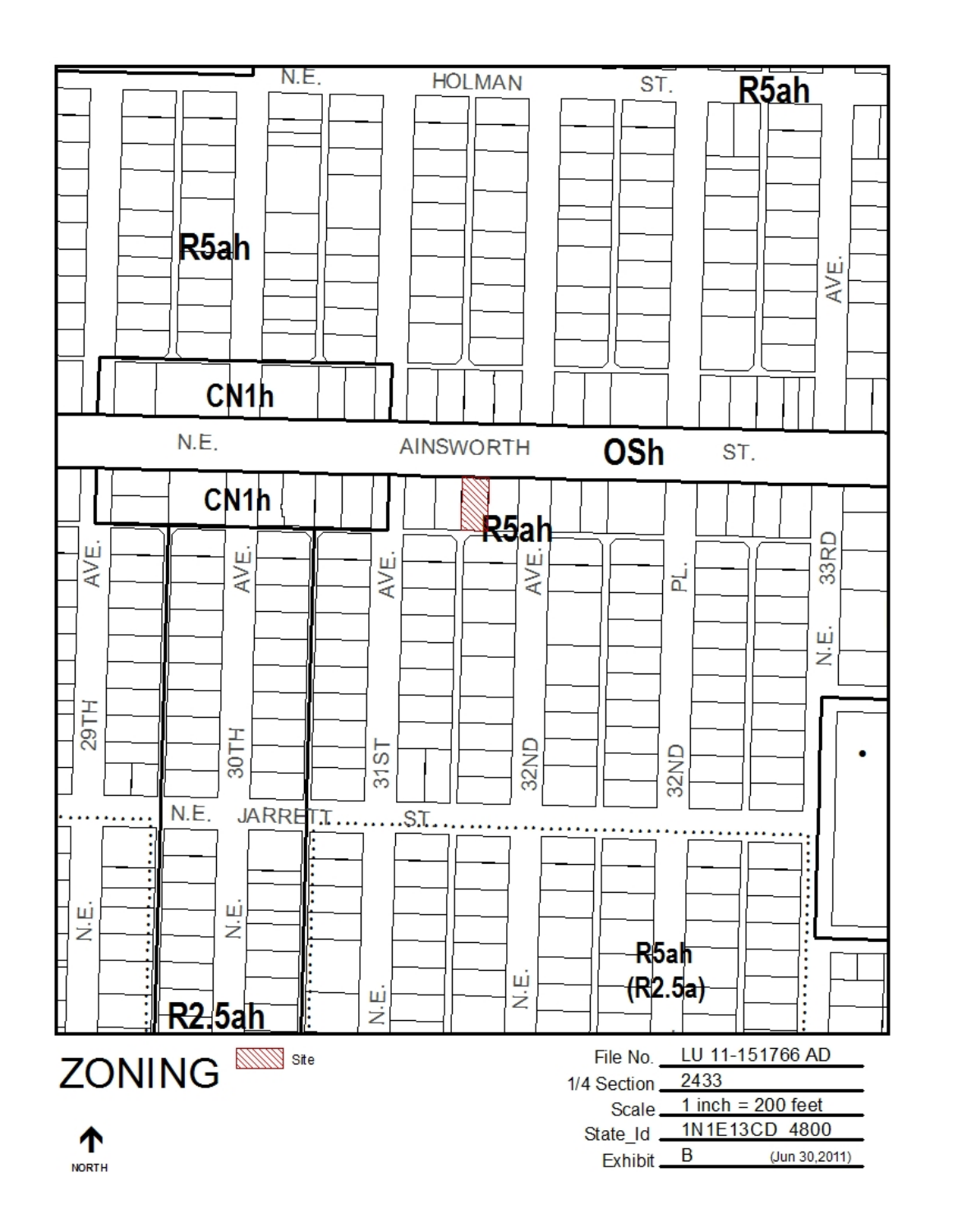# ZONING

Site

NORTH

| | |
|---|---|
| File No. | LU 11-151766 AD |
| 1/4 Section | 2433 |
| Scale | 1 inch = 200 feet |
| State_Id | 1N1E13CD 4800 |
| Exhibit | B (Jun 30,2011) |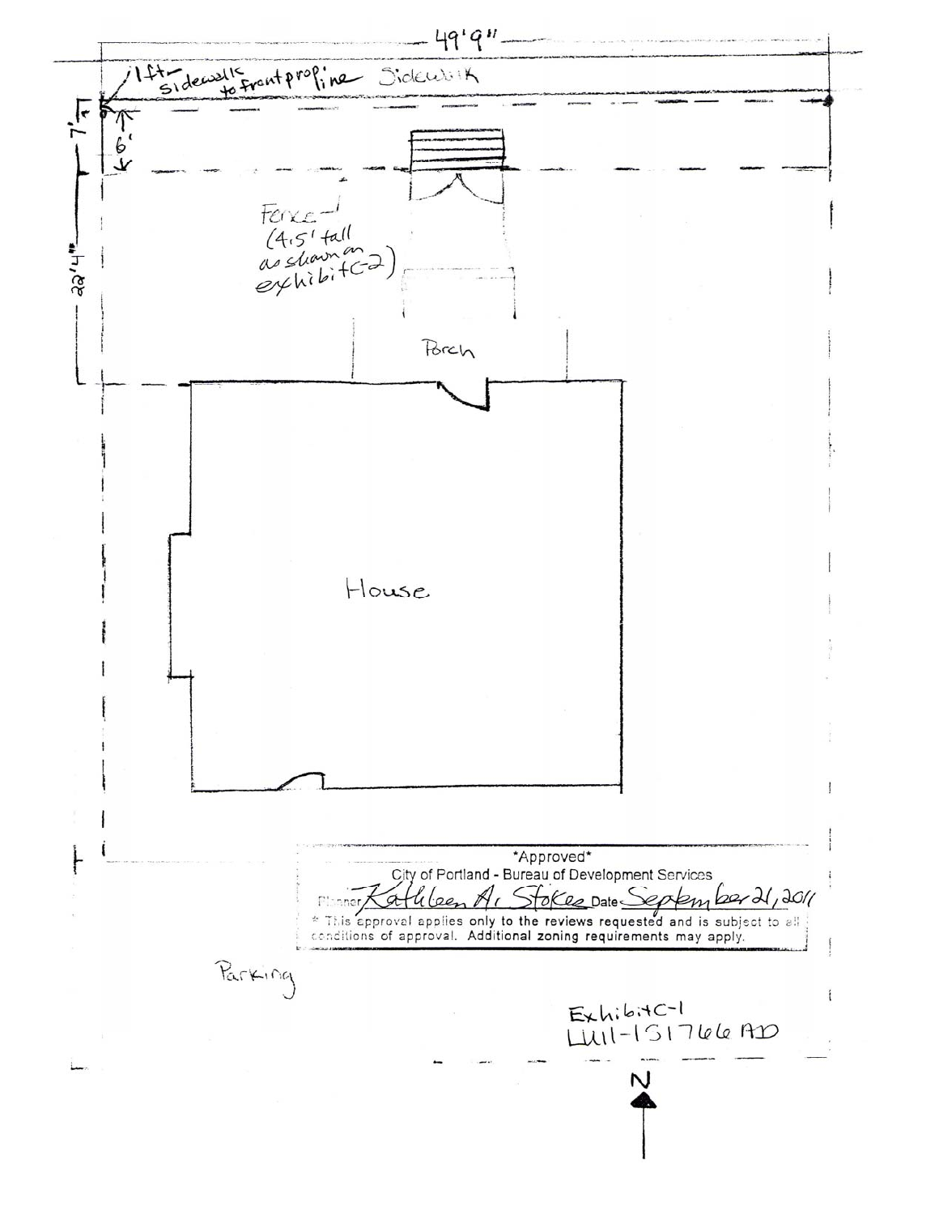49'9"

1ft sidewalk to front prop line

Sidewalk

7'

6'

22'4"

Fence (4.5' tall as shown on exhibit C-2)

Porch

House

*Approved*
City of Portland - Bureau of Development Services
Planner Kathleen A. Stokes Date September 21, 2011
* This approval applies only to the reviews requested and is subject to all conditions of approval. Additional zoning requirements may apply.

Parking

Exhibit C-1
LU11-151766 AD

N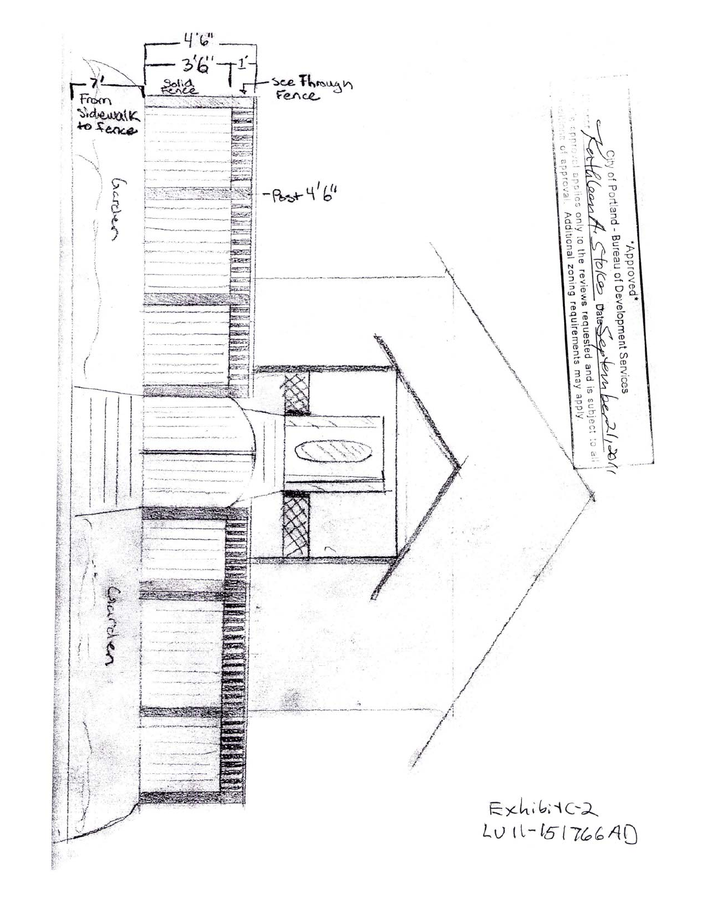4'6"

3'6"

1'

7'

From Sidewalk to Fence

Solid Fence

See Through Fence

-Post 4'6"

Garden

Garden

\*Approved\*
City of Portland - Bureau of Development Services
Kathleen A. Stokes Date September 21, 2011
This approval applies only to the reviews requested and is subject to all conditions of approval. Additional zoning requirements may apply.

Exhibit C-2
LU 11-151766 AD